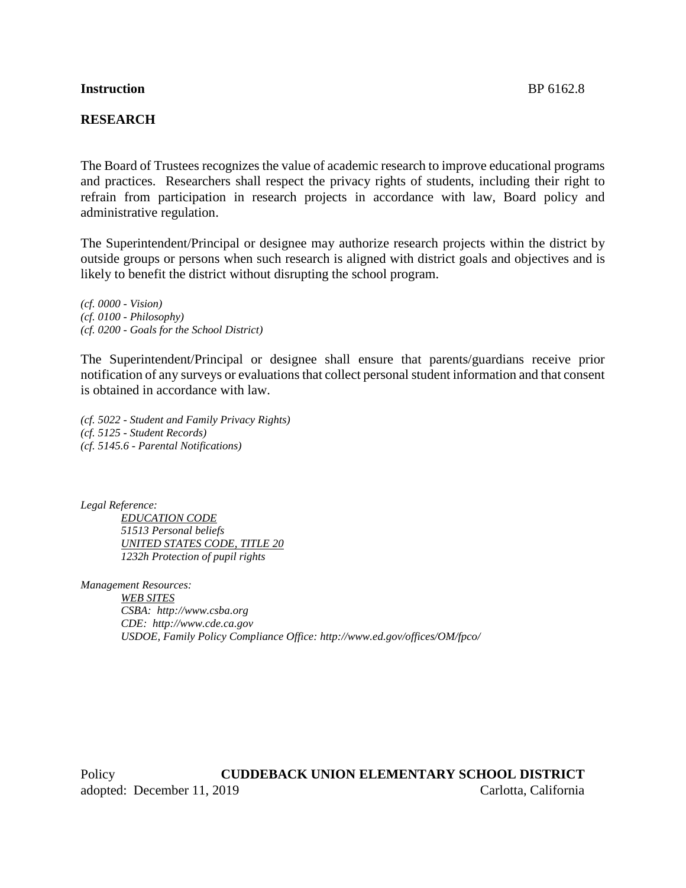**Instruction** BP 6162.8

## RESEARCH

The Board of Trustees recognizes the value of academic research to improve educational programs and practices. Researchers shall respect the privacy rights of students, including their right to refrain from participation in research projects in accordance with law, Board policy and administrative regulation.

The Superintendent/Principal or designee may authorize research projects within the district by outside groups or persons when such research is aligned with district goals and objectives and is likely to benefit the district without disrupting the school program.

*(cf. 0000 - Vision)*
*(cf. 0100 - Philosophy)*
*(cf. 0200 - Goals for the School District)*

The Superintendent/Principal or designee shall ensure that parents/guardians receive prior notification of any surveys or evaluations that collect personal student information and that consent is obtained in accordance with law.

*(cf. 5022 - Student and Family Privacy Rights)*
*(cf. 5125 - Student Records)*
*(cf. 5145.6 - Parental Notifications)*

*Legal Reference:*

*EDUCATION CODE*
*51513 Personal beliefs*
*UNITED STATES CODE, TITLE 20*
*1232h Protection of pupil rights*

*Management Resources:*

*WEB SITES*
*CSBA: http://www.csba.org*
*CDE: http://www.cde.ca.gov*
*USDOE, Family Policy Compliance Office: http://www.ed.gov/offices/OM/fpco/*

Policy **CUDDEBACK UNION ELEMENTARY SCHOOL DISTRICT**
adopted: December 11, 2019 Carlotta, California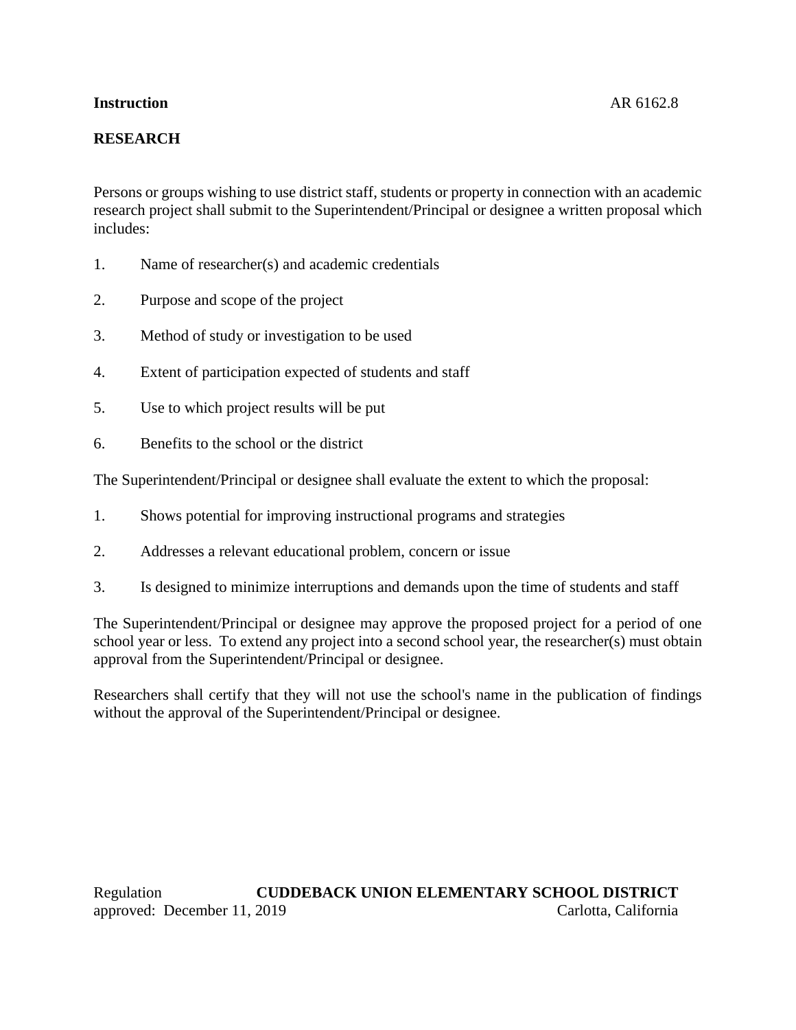**Instruction** AR 6162.8

## RESEARCH

Persons or groups wishing to use district staff, students or property in connection with an academic research project shall submit to the Superintendent/Principal or designee a written proposal which includes:

1. Name of researcher(s) and academic credentials
2. Purpose and scope of the project
3. Method of study or investigation to be used
4. Extent of participation expected of students and staff
5. Use to which project results will be put
6. Benefits to the school or the district

The Superintendent/Principal or designee shall evaluate the extent to which the proposal:

1. Shows potential for improving instructional programs and strategies
2. Addresses a relevant educational problem, concern or issue
3. Is designed to minimize interruptions and demands upon the time of students and staff

The Superintendent/Principal or designee may approve the proposed project for a period of one school year or less. To extend any project into a second school year, the researcher(s) must obtain approval from the Superintendent/Principal or designee.

Researchers shall certify that they will not use the school's name in the publication of findings without the approval of the Superintendent/Principal or designee.

Regulation **CUDDEBACK UNION ELEMENTARY SCHOOL DISTRICT**
approved: December 11, 2019 Carlotta, California